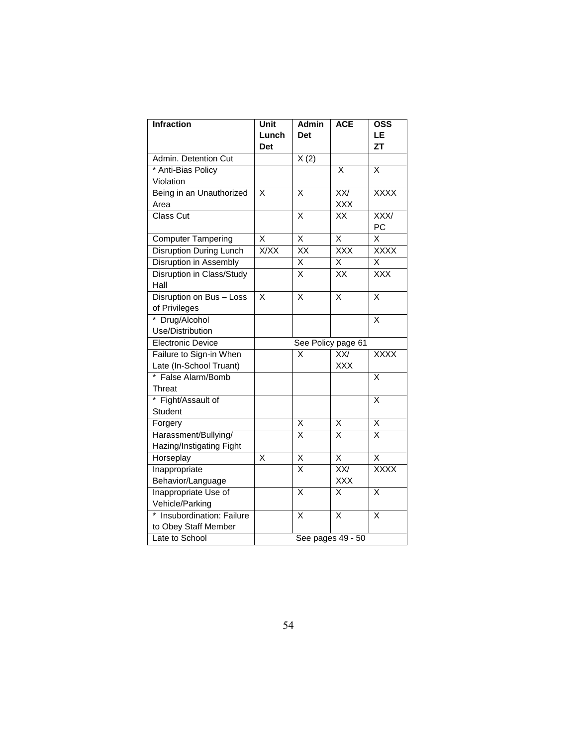| Infraction | Unit Lunch Det | Admin Det | ACE | OSS LE ZT |
|---|---|---|---|---|
| Admin. Detention Cut | | X (2) | | |
| * Anti-Bias Policy Violation | | | X | X |
| Being in an Unauthorized Area | X | X | XX/ XXX | XXXX |
| Class Cut | | X | XX | XXX/ PC |
| Computer Tampering | X | X | X | X |
| Disruption During Lunch | X/XX | XX | XXX | XXXX |
| Disruption in Assembly | | X | X | X |
| Disruption in Class/Study Hall | | X | XX | XXX |
| Disruption on Bus – Loss of Privileges | X | X | X | X |
| * Drug/Alcohol Use/Distribution | | | | X |
| Electronic Device | See Policy page 61 | | | |
| Failure to Sign-in When Late (In-School Truant) | | X | XX/ XXX | XXXX |
| * False Alarm/Bomb Threat | | | | X |
| * Fight/Assault of Student | | | | X |
| Forgery | | X | X | X |
| Harassment/Bullying/ Hazing/Instigating Fight | | X | X | X |
| Horseplay | X | X | X | X |
| Inappropriate Behavior/Language | | X | XX/ XXX | XXXX |
| Inappropriate Use of Vehicle/Parking | | X | X | X |
| * Insubordination: Failure to Obey Staff Member | | X | X | X |
| Late to School | See pages 49 - 50 | | | |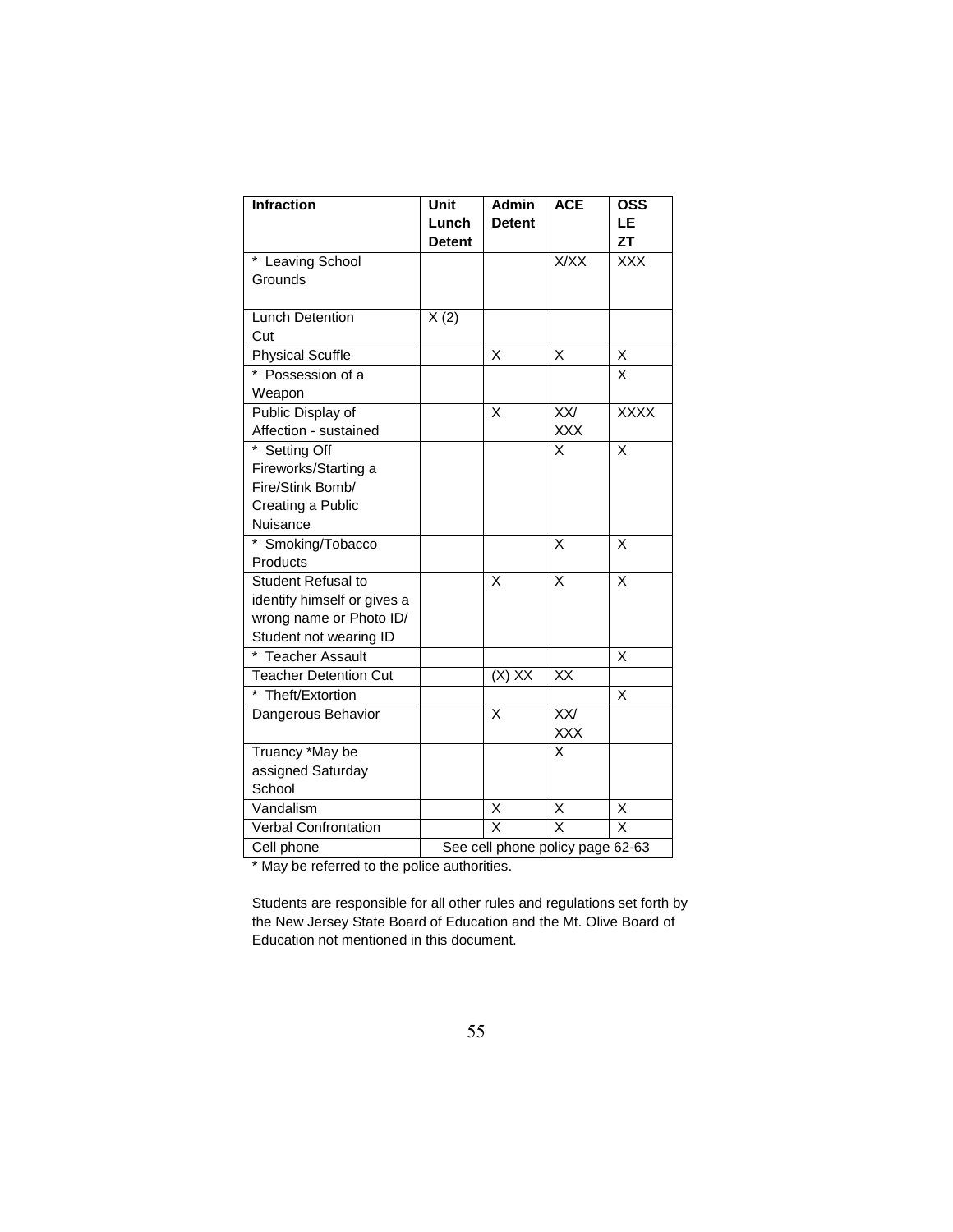| Infraction | Unit Lunch Detent | Admin Detent | ACE | OSS LE ZT |
|---|---|---|---|---|
| * Leaving School Grounds | | | X/XX | XXX |
| Lunch Detention Cut | X (2) | | | |
| Physical Scuffle | | X | X | X |
| * Possession of a Weapon | | | | X |
| Public Display of Affection - sustained | | X | XX/ XXX | XXXX |
| * Setting Off Fireworks/Starting a Fire/Stink Bomb/ Creating a Public Nuisance | | | X | X |
| * Smoking/Tobacco Products | | | X | X |
| Student Refusal to identify himself or gives a wrong name or Photo ID/ Student not wearing ID | | X | X | X |
| * Teacher Assault | | | | X |
| Teacher Detention Cut | | (X) XX | XX | |
| * Theft/Extortion | | | | X |
| Dangerous Behavior | | X | XX/ XXX | |
| Truancy *May be assigned Saturday School | | | X | |
| Vandalism | | X | X | X |
| Verbal Confrontation | | X | X | X |
| Cell phone | See cell phone policy page 62-63 | | | |

\* May be referred to the police authorities.

Students are responsible for all other rules and regulations set forth by the New Jersey State Board of Education and the Mt. Olive Board of Education not mentioned in this document.